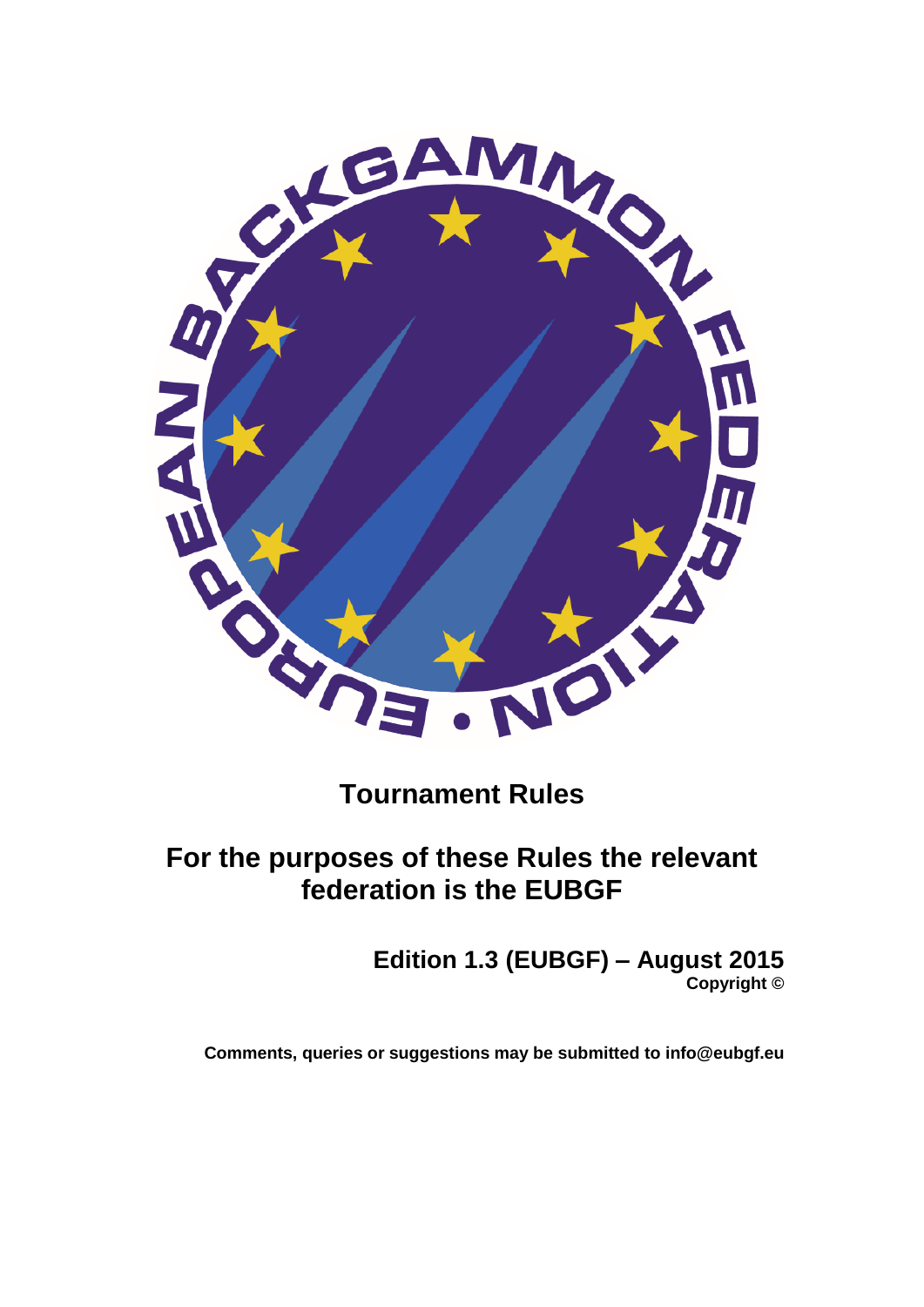# Tournament Rules

## For the purposes of these Rules the relevant federation is the EUBGF

**Edition 1.3 (EUBGF) – August 2015**
**Copyright ©**

**Comments, queries or suggestions may be submitted to info@eubgf.eu**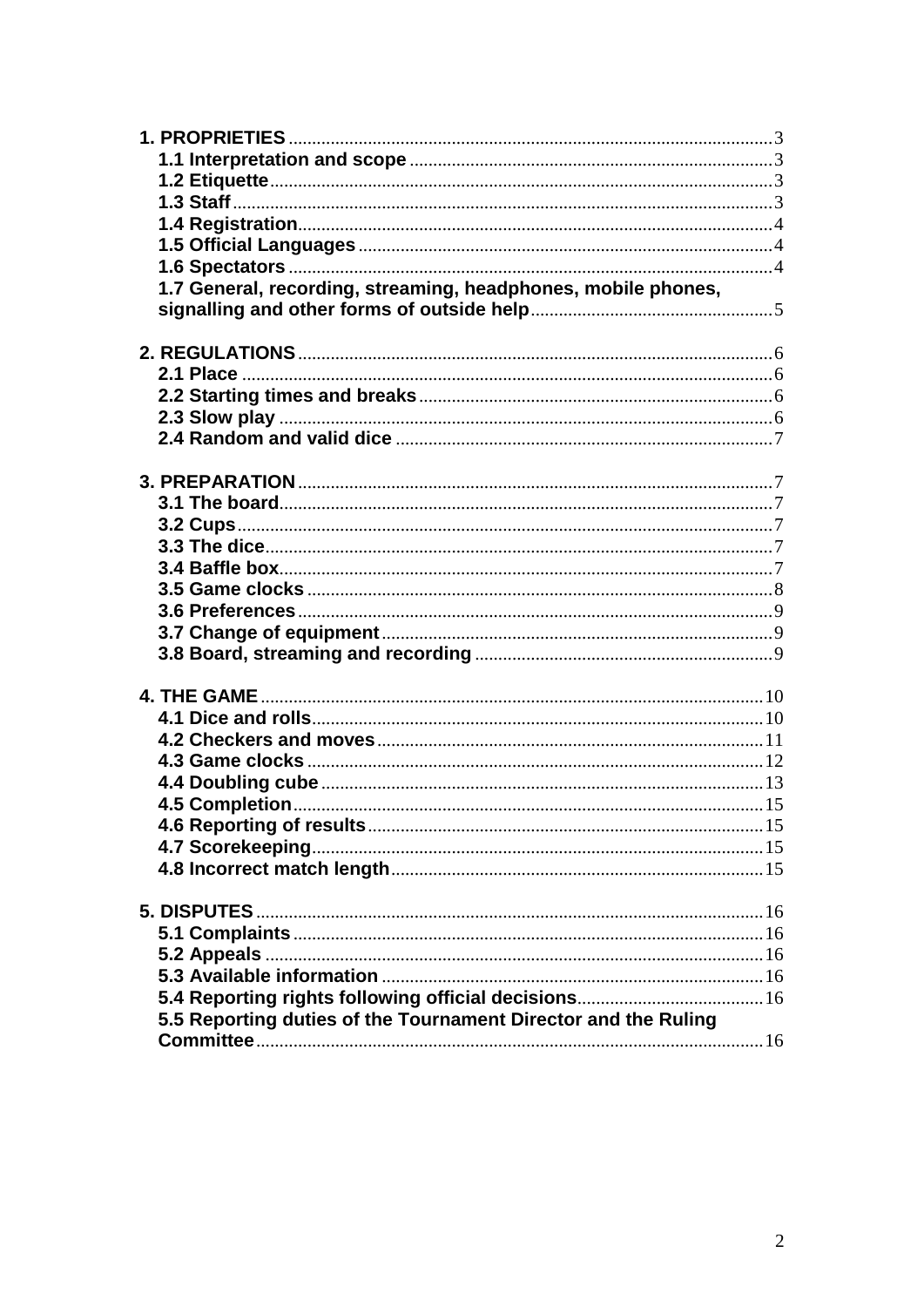**1. PROPRIETIES** ........ 3
- **1.1 Interpretation and scope** ........ 3
- **1.2 Etiquette** ........ 3
- **1.3 Staff** ........ 3
- **1.4 Registration** ........ 4
- **1.5 Official Languages** ........ 4
- **1.6 Spectators** ........ 4
- **1.7 General, recording, streaming, headphones, mobile phones, signalling and other forms of outside help** ........ 5

**2. REGULATIONS** ........ 6
- **2.1 Place** ........ 6
- **2.2 Starting times and breaks** ........ 6
- **2.3 Slow play** ........ 6
- **2.4 Random and valid dice** ........ 7

**3. PREPARATION** ........ 7
- **3.1 The board** ........ 7
- **3.2 Cups** ........ 7
- **3.3 The dice** ........ 7
- **3.4 Baffle box** ........ 7
- **3.5 Game clocks** ........ 8
- **3.6 Preferences** ........ 9
- **3.7 Change of equipment** ........ 9
- **3.8 Board, streaming and recording** ........ 9

**4. THE GAME** ........ 10
- **4.1 Dice and rolls** ........ 10
- **4.2 Checkers and moves** ........ 11
- **4.3 Game clocks** ........ 12
- **4.4 Doubling cube** ........ 13
- **4.5 Completion** ........ 15
- **4.6 Reporting of results** ........ 15
- **4.7 Scorekeeping** ........ 15
- **4.8 Incorrect match length** ........ 15

**5. DISPUTES** ........ 16
- **5.1 Complaints** ........ 16
- **5.2 Appeals** ........ 16
- **5.3 Available information** ........ 16
- **5.4 Reporting rights following official decisions** ........ 16
- **5.5 Reporting duties of the Tournament Director and the Ruling Committee** ........ 16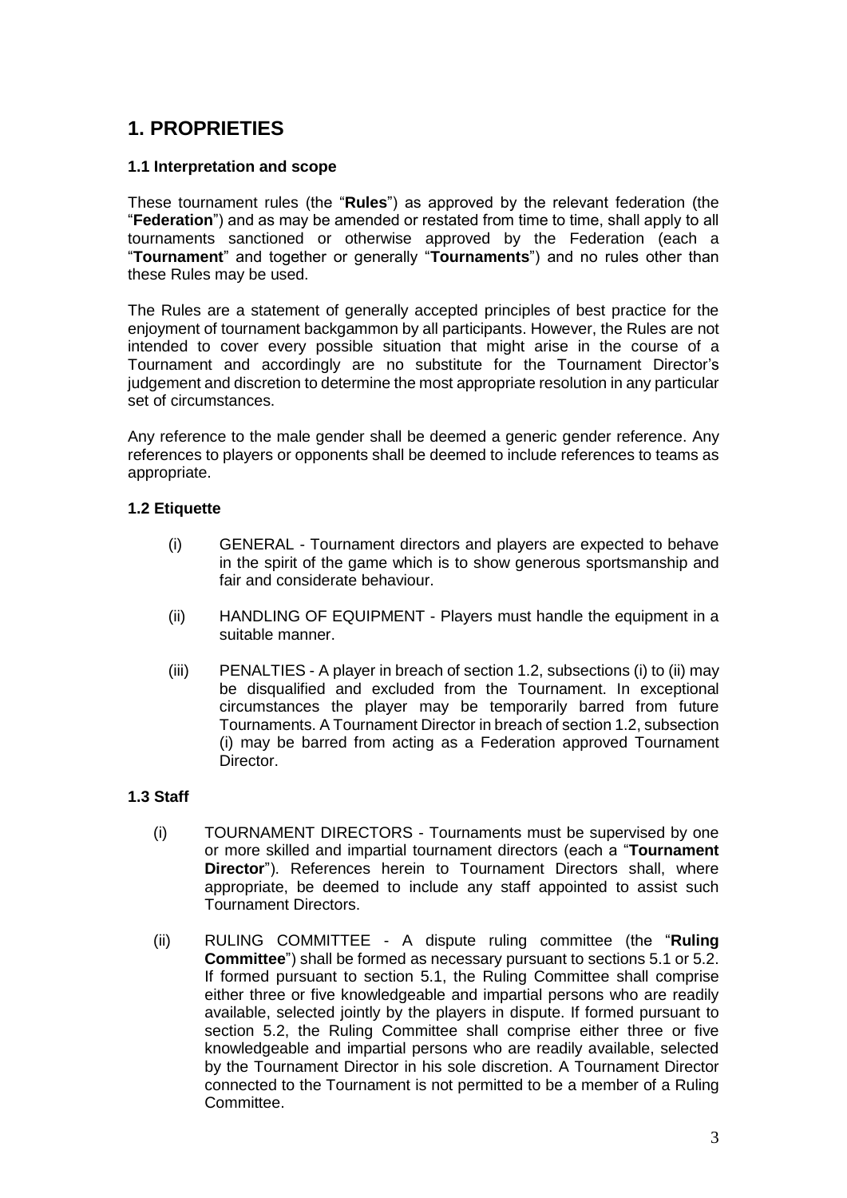# 1. PROPRIETIES

### 1.1 Interpretation and scope

These tournament rules (the "**Rules**") as approved by the relevant federation (the "**Federation**") and as may be amended or restated from time to time, shall apply to all tournaments sanctioned or otherwise approved by the Federation (each a "**Tournament**" and together or generally "**Tournaments**") and no rules other than these Rules may be used.

The Rules are a statement of generally accepted principles of best practice for the enjoyment of tournament backgammon by all participants. However, the Rules are not intended to cover every possible situation that might arise in the course of a Tournament and accordingly are no substitute for the Tournament Director's judgement and discretion to determine the most appropriate resolution in any particular set of circumstances.

Any reference to the male gender shall be deemed a generic gender reference. Any references to players or opponents shall be deemed to include references to teams as appropriate.

### 1.2 Etiquette

(i) GENERAL - Tournament directors and players are expected to behave in the spirit of the game which is to show generous sportsmanship and fair and considerate behaviour.

(ii) HANDLING OF EQUIPMENT - Players must handle the equipment in a suitable manner.

(iii) PENALTIES - A player in breach of section 1.2, subsections (i) to (ii) may be disqualified and excluded from the Tournament. In exceptional circumstances the player may be temporarily barred from future Tournaments. A Tournament Director in breach of section 1.2, subsection (i) may be barred from acting as a Federation approved Tournament Director.

### 1.3 Staff

(i) TOURNAMENT DIRECTORS - Tournaments must be supervised by one or more skilled and impartial tournament directors (each a "**Tournament Director**"). References herein to Tournament Directors shall, where appropriate, be deemed to include any staff appointed to assist such Tournament Directors.

(ii) RULING COMMITTEE - A dispute ruling committee (the "**Ruling Committee**") shall be formed as necessary pursuant to sections 5.1 or 5.2. If formed pursuant to section 5.1, the Ruling Committee shall comprise either three or five knowledgeable and impartial persons who are readily available, selected jointly by the players in dispute. If formed pursuant to section 5.2, the Ruling Committee shall comprise either three or five knowledgeable and impartial persons who are readily available, selected by the Tournament Director in his sole discretion. A Tournament Director connected to the Tournament is not permitted to be a member of a Ruling Committee.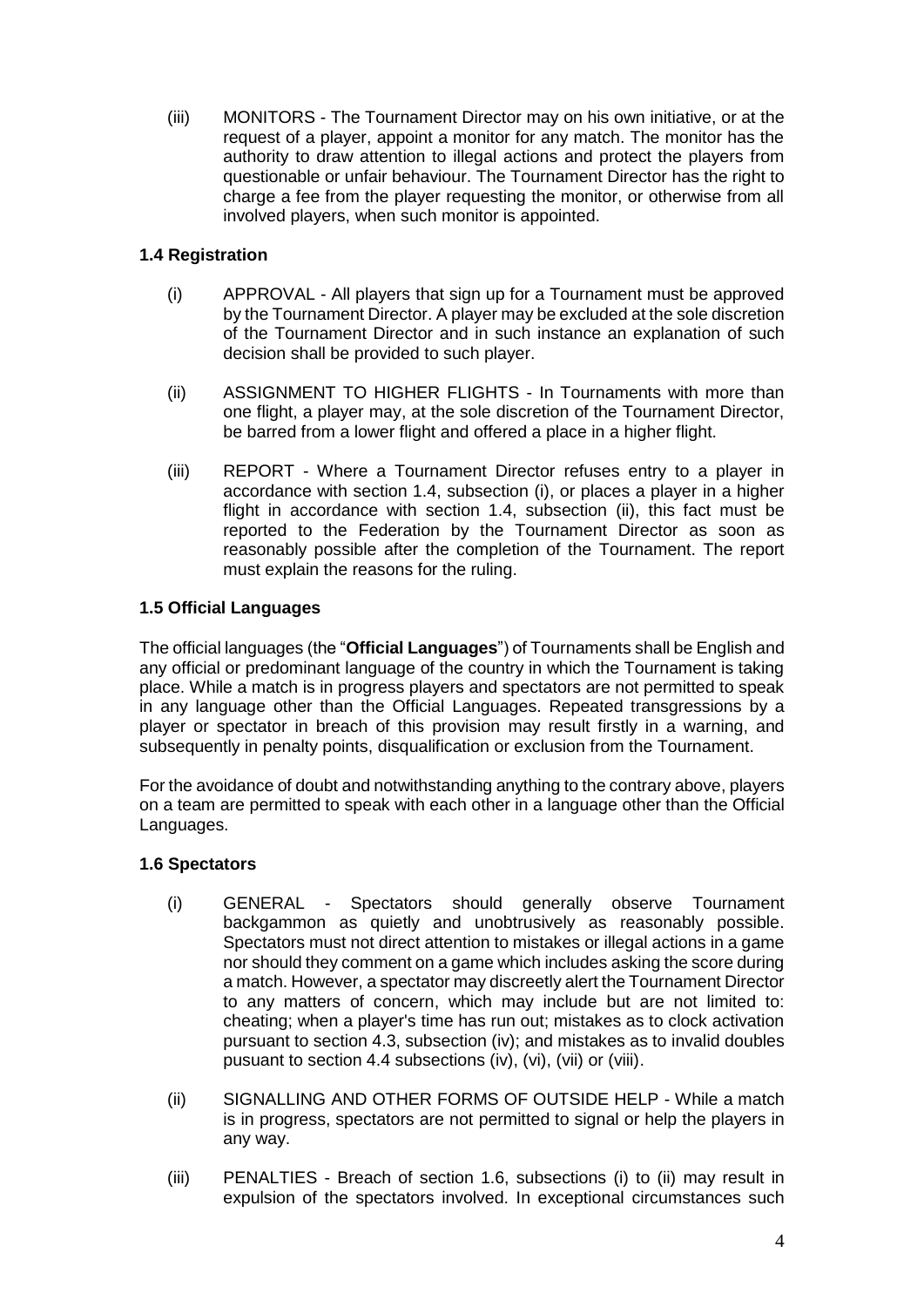(iii) MONITORS - The Tournament Director may on his own initiative, or at the request of a player, appoint a monitor for any match. The monitor has the authority to draw attention to illegal actions and protect the players from questionable or unfair behaviour. The Tournament Director has the right to charge a fee from the player requesting the monitor, or otherwise from all involved players, when such monitor is appointed.

### 1.4 Registration

(i) APPROVAL - All players that sign up for a Tournament must be approved by the Tournament Director. A player may be excluded at the sole discretion of the Tournament Director and in such instance an explanation of such decision shall be provided to such player.

(ii) ASSIGNMENT TO HIGHER FLIGHTS - In Tournaments with more than one flight, a player may, at the sole discretion of the Tournament Director, be barred from a lower flight and offered a place in a higher flight.

(iii) REPORT - Where a Tournament Director refuses entry to a player in accordance with section 1.4, subsection (i), or places a player in a higher flight in accordance with section 1.4, subsection (ii), this fact must be reported to the Federation by the Tournament Director as soon as reasonably possible after the completion of the Tournament. The report must explain the reasons for the ruling.

### 1.5 Official Languages

The official languages (the "**Official Languages**") of Tournaments shall be English and any official or predominant language of the country in which the Tournament is taking place. While a match is in progress players and spectators are not permitted to speak in any language other than the Official Languages. Repeated transgressions by a player or spectator in breach of this provision may result firstly in a warning, and subsequently in penalty points, disqualification or exclusion from the Tournament.

For the avoidance of doubt and notwithstanding anything to the contrary above, players on a team are permitted to speak with each other in a language other than the Official Languages.

### 1.6 Spectators

(i) GENERAL - Spectators should generally observe Tournament backgammon as quietly and unobtrusively as reasonably possible. Spectators must not direct attention to mistakes or illegal actions in a game nor should they comment on a game which includes asking the score during a match. However, a spectator may discreetly alert the Tournament Director to any matters of concern, which may include but are not limited to: cheating; when a player's time has run out; mistakes as to clock activation pursuant to section 4.3, subsection (iv); and mistakes as to invalid doubles pusuant to section 4.4 subsections (iv), (vi), (vii) or (viii).

(ii) SIGNALLING AND OTHER FORMS OF OUTSIDE HELP - While a match is in progress, spectators are not permitted to signal or help the players in any way.

(iii) PENALTIES - Breach of section 1.6, subsections (i) to (ii) may result in expulsion of the spectators involved. In exceptional circumstances such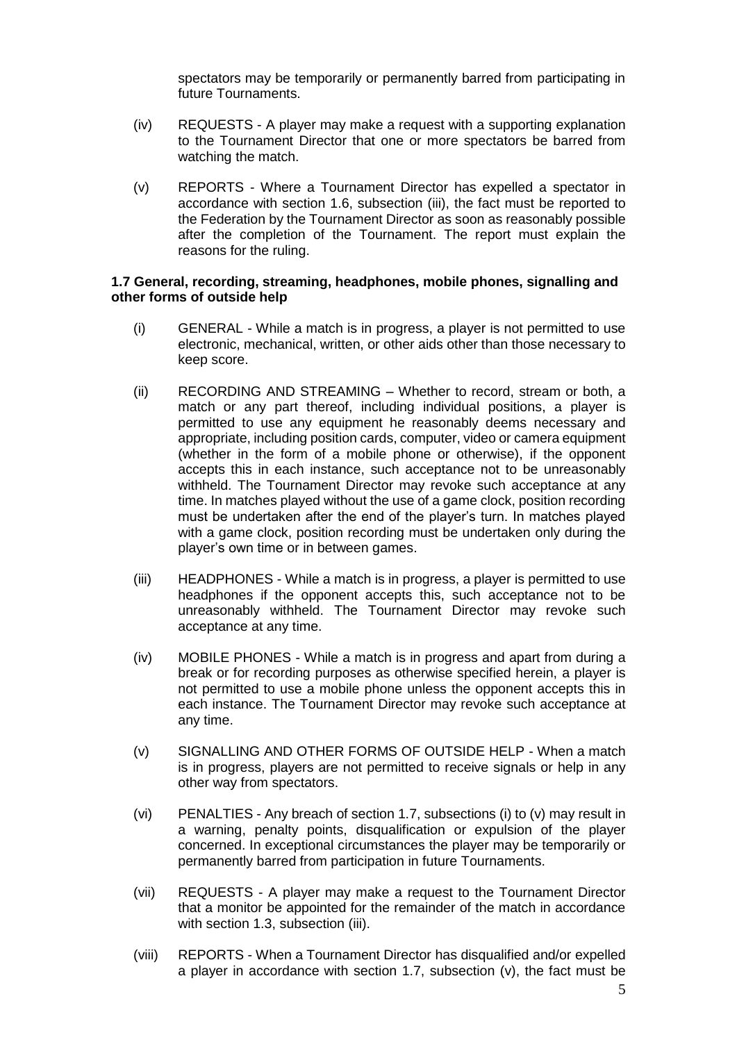spectators may be temporarily or permanently barred from participating in future Tournaments.

(iv) REQUESTS - A player may make a request with a supporting explanation to the Tournament Director that one or more spectators be barred from watching the match.

(v) REPORTS - Where a Tournament Director has expelled a spectator in accordance with section 1.6, subsection (iii), the fact must be reported to the Federation by the Tournament Director as soon as reasonably possible after the completion of the Tournament. The report must explain the reasons for the ruling.

**1.7 General, recording, streaming, headphones, mobile phones, signalling and other forms of outside help**

(i) GENERAL - While a match is in progress, a player is not permitted to use electronic, mechanical, written, or other aids other than those necessary to keep score.

(ii) RECORDING AND STREAMING – Whether to record, stream or both, a match or any part thereof, including individual positions, a player is permitted to use any equipment he reasonably deems necessary and appropriate, including position cards, computer, video or camera equipment (whether in the form of a mobile phone or otherwise), if the opponent accepts this in each instance, such acceptance not to be unreasonably withheld. The Tournament Director may revoke such acceptance at any time. In matches played without the use of a game clock, position recording must be undertaken after the end of the player's turn. In matches played with a game clock, position recording must be undertaken only during the player's own time or in between games.

(iii) HEADPHONES - While a match is in progress, a player is permitted to use headphones if the opponent accepts this, such acceptance not to be unreasonably withheld. The Tournament Director may revoke such acceptance at any time.

(iv) MOBILE PHONES - While a match is in progress and apart from during a break or for recording purposes as otherwise specified herein, a player is not permitted to use a mobile phone unless the opponent accepts this in each instance. The Tournament Director may revoke such acceptance at any time.

(v) SIGNALLING AND OTHER FORMS OF OUTSIDE HELP - When a match is in progress, players are not permitted to receive signals or help in any other way from spectators.

(vi) PENALTIES - Any breach of section 1.7, subsections (i) to (v) may result in a warning, penalty points, disqualification or expulsion of the player concerned. In exceptional circumstances the player may be temporarily or permanently barred from participation in future Tournaments.

(vii) REQUESTS - A player may make a request to the Tournament Director that a monitor be appointed for the remainder of the match in accordance with section 1.3, subsection (iii).

(viii) REPORTS - When a Tournament Director has disqualified and/or expelled a player in accordance with section 1.7, subsection (v), the fact must be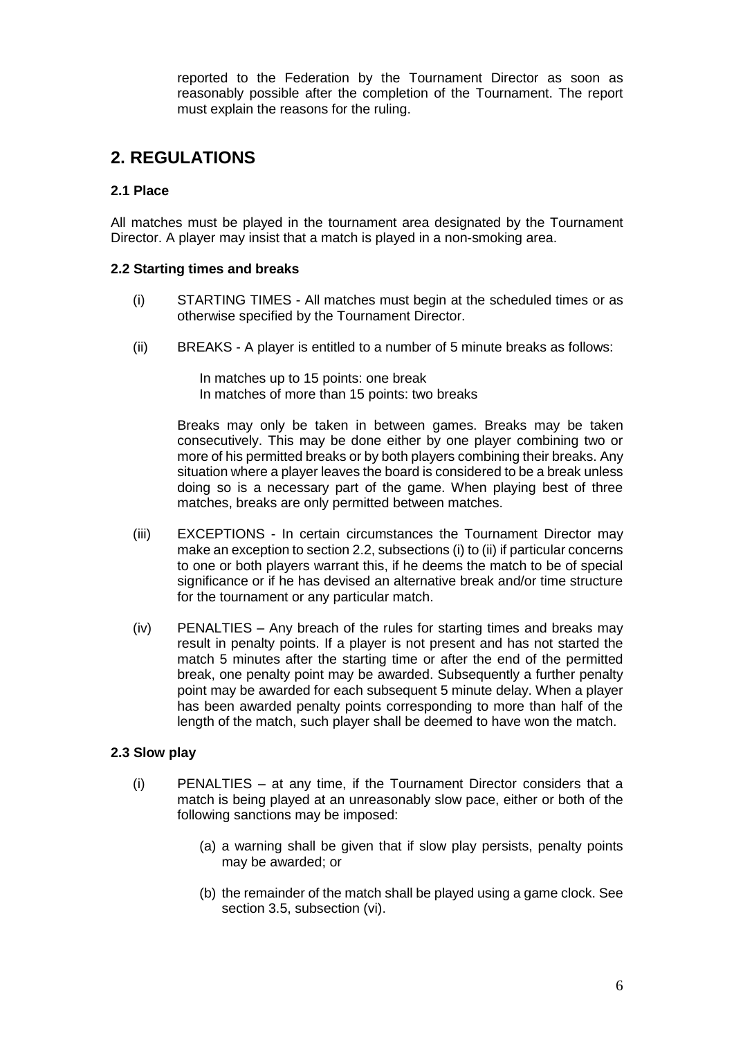reported to the Federation by the Tournament Director as soon as reasonably possible after the completion of the Tournament. The report must explain the reasons for the ruling.

## 2. REGULATIONS

### 2.1 Place

All matches must be played in the tournament area designated by the Tournament Director. A player may insist that a match is played in a non-smoking area.

### 2.2 Starting times and breaks

(i) STARTING TIMES - All matches must begin at the scheduled times or as otherwise specified by the Tournament Director.

(ii) BREAKS - A player is entitled to a number of 5 minute breaks as follows:

In matches up to 15 points: one break  
In matches of more than 15 points: two breaks

Breaks may only be taken in between games. Breaks may be taken consecutively. This may be done either by one player combining two or more of his permitted breaks or by both players combining their breaks. Any situation where a player leaves the board is considered to be a break unless doing so is a necessary part of the game. When playing best of three matches, breaks are only permitted between matches.

(iii) EXCEPTIONS - In certain circumstances the Tournament Director may make an exception to section 2.2, subsections (i) to (ii) if particular concerns to one or both players warrant this, if he deems the match to be of special significance or if he has devised an alternative break and/or time structure for the tournament or any particular match.

(iv) PENALTIES – Any breach of the rules for starting times and breaks may result in penalty points. If a player is not present and has not started the match 5 minutes after the starting time or after the end of the permitted break, one penalty point may be awarded. Subsequently a further penalty point may be awarded for each subsequent 5 minute delay. When a player has been awarded penalty points corresponding to more than half of the length of the match, such player shall be deemed to have won the match.

### 2.3 Slow play

(i) PENALTIES – at any time, if the Tournament Director considers that a match is being played at an unreasonably slow pace, either or both of the following sanctions may be imposed:

(a) a warning shall be given that if slow play persists, penalty points may be awarded; or

(b) the remainder of the match shall be played using a game clock. See section 3.5, subsection (vi).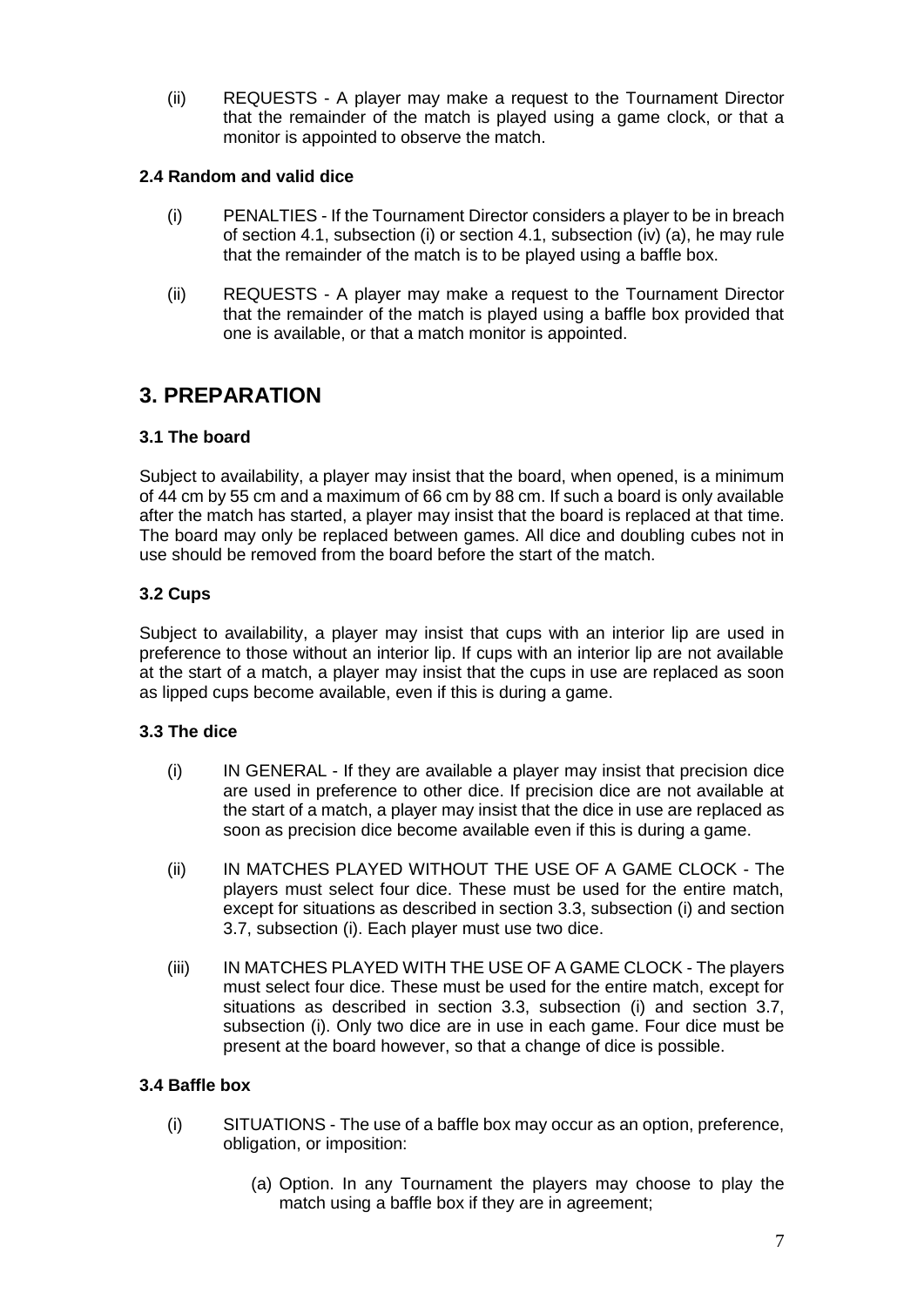(ii) REQUESTS - A player may make a request to the Tournament Director that the remainder of the match is played using a game clock, or that a monitor is appointed to observe the match.

### 2.4 Random and valid dice

(i) PENALTIES - If the Tournament Director considers a player to be in breach of section 4.1, subsection (i) or section 4.1, subsection (iv) (a), he may rule that the remainder of the match is to be played using a baffle box.

(ii) REQUESTS - A player may make a request to the Tournament Director that the remainder of the match is played using a baffle box provided that one is available, or that a match monitor is appointed.

## 3. PREPARATION

### 3.1 The board

Subject to availability, a player may insist that the board, when opened, is a minimum of 44 cm by 55 cm and a maximum of 66 cm by 88 cm. If such a board is only available after the match has started, a player may insist that the board is replaced at that time. The board may only be replaced between games. All dice and doubling cubes not in use should be removed from the board before the start of the match.

### 3.2 Cups

Subject to availability, a player may insist that cups with an interior lip are used in preference to those without an interior lip. If cups with an interior lip are not available at the start of a match, a player may insist that the cups in use are replaced as soon as lipped cups become available, even if this is during a game.

### 3.3 The dice

(i) IN GENERAL - If they are available a player may insist that precision dice are used in preference to other dice. If precision dice are not available at the start of a match, a player may insist that the dice in use are replaced as soon as precision dice become available even if this is during a game.

(ii) IN MATCHES PLAYED WITHOUT THE USE OF A GAME CLOCK - The players must select four dice. These must be used for the entire match, except for situations as described in section 3.3, subsection (i) and section 3.7, subsection (i). Each player must use two dice.

(iii) IN MATCHES PLAYED WITH THE USE OF A GAME CLOCK - The players must select four dice. These must be used for the entire match, except for situations as described in section 3.3, subsection (i) and section 3.7, subsection (i). Only two dice are in use in each game. Four dice must be present at the board however, so that a change of dice is possible.

### 3.4 Baffle box

(i) SITUATIONS - The use of a baffle box may occur as an option, preference, obligation, or imposition:

(a) Option. In any Tournament the players may choose to play the match using a baffle box if they are in agreement;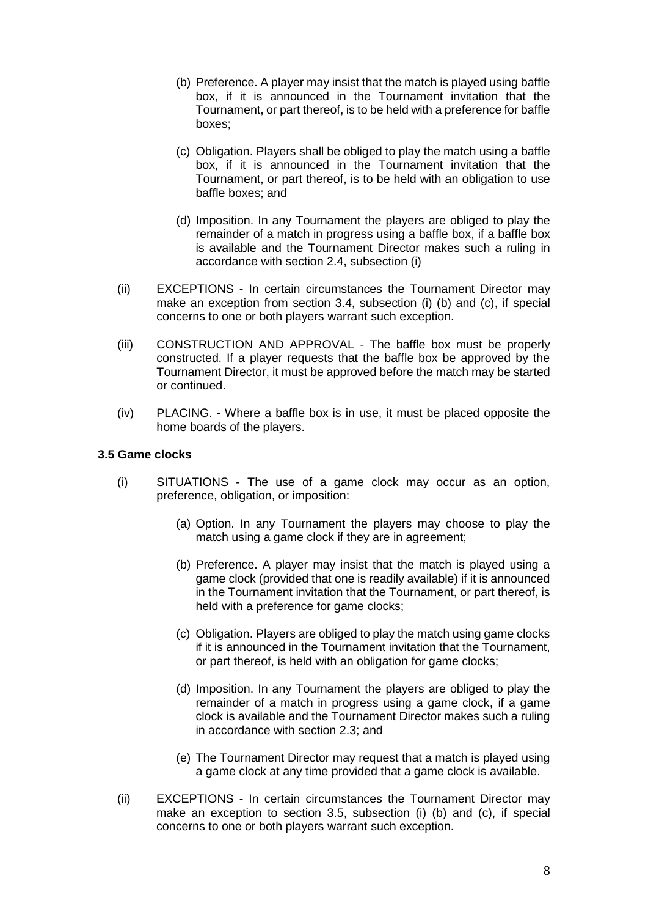(b) Preference. A player may insist that the match is played using baffle box, if it is announced in the Tournament invitation that the Tournament, or part thereof, is to be held with a preference for baffle boxes;

(c) Obligation. Players shall be obliged to play the match using a baffle box, if it is announced in the Tournament invitation that the Tournament, or part thereof, is to be held with an obligation to use baffle boxes; and

(d) Imposition. In any Tournament the players are obliged to play the remainder of a match in progress using a baffle box, if a baffle box is available and the Tournament Director makes such a ruling in accordance with section 2.4, subsection (i)

(ii) EXCEPTIONS - In certain circumstances the Tournament Director may make an exception from section 3.4, subsection (i) (b) and (c), if special concerns to one or both players warrant such exception.

(iii) CONSTRUCTION AND APPROVAL - The baffle box must be properly constructed. If a player requests that the baffle box be approved by the Tournament Director, it must be approved before the match may be started or continued.

(iv) PLACING. - Where a baffle box is in use, it must be placed opposite the home boards of the players.

### 3.5 Game clocks

(i) SITUATIONS - The use of a game clock may occur as an option, preference, obligation, or imposition:

(a) Option. In any Tournament the players may choose to play the match using a game clock if they are in agreement;

(b) Preference. A player may insist that the match is played using a game clock (provided that one is readily available) if it is announced in the Tournament invitation that the Tournament, or part thereof, is held with a preference for game clocks;

(c) Obligation. Players are obliged to play the match using game clocks if it is announced in the Tournament invitation that the Tournament, or part thereof, is held with an obligation for game clocks;

(d) Imposition. In any Tournament the players are obliged to play the remainder of a match in progress using a game clock, if a game clock is available and the Tournament Director makes such a ruling in accordance with section 2.3; and

(e) The Tournament Director may request that a match is played using a game clock at any time provided that a game clock is available.

(ii) EXCEPTIONS - In certain circumstances the Tournament Director may make an exception to section 3.5, subsection (i) (b) and (c), if special concerns to one or both players warrant such exception.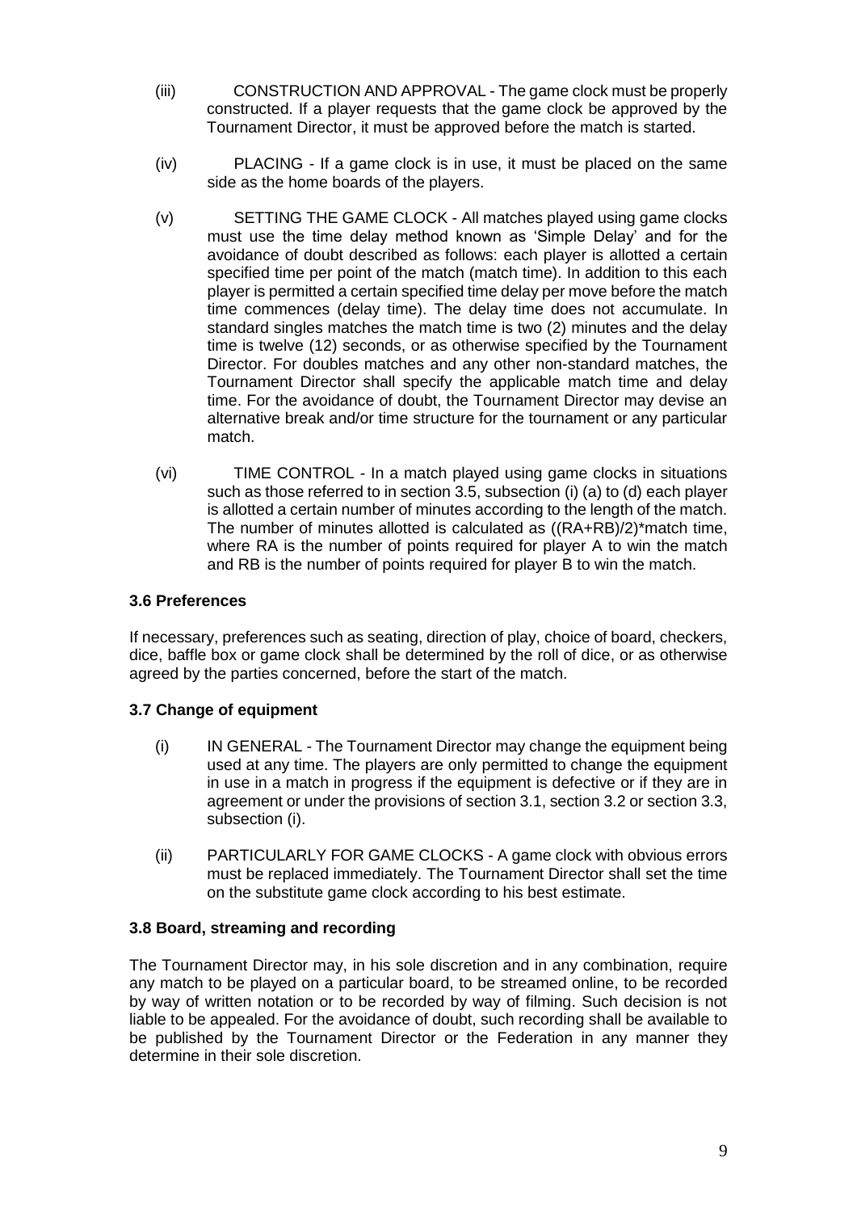(iii) CONSTRUCTION AND APPROVAL - The game clock must be properly constructed. If a player requests that the game clock be approved by the Tournament Director, it must be approved before the match is started.

(iv) PLACING - If a game clock is in use, it must be placed on the same side as the home boards of the players.

(v) SETTING THE GAME CLOCK - All matches played using game clocks must use the time delay method known as 'Simple Delay' and for the avoidance of doubt described as follows: each player is allotted a certain specified time per point of the match (match time). In addition to this each player is permitted a certain specified time delay per move before the match time commences (delay time). The delay time does not accumulate. In standard singles matches the match time is two (2) minutes and the delay time is twelve (12) seconds, or as otherwise specified by the Tournament Director. For doubles matches and any other non-standard matches, the Tournament Director shall specify the applicable match time and delay time. For the avoidance of doubt, the Tournament Director may devise an alternative break and/or time structure for the tournament or any particular match.

(vi) TIME CONTROL - In a match played using game clocks in situations such as those referred to in section 3.5, subsection (i) (a) to (d) each player is allotted a certain number of minutes according to the length of the match. The number of minutes allotted is calculated as ((RA+RB)/2)*match time, where RA is the number of points required for player A to win the match and RB is the number of points required for player B to win the match.

### 3.6 Preferences

If necessary, preferences such as seating, direction of play, choice of board, checkers, dice, baffle box or game clock shall be determined by the roll of dice, or as otherwise agreed by the parties concerned, before the start of the match.

### 3.7 Change of equipment

(i) IN GENERAL - The Tournament Director may change the equipment being used at any time. The players are only permitted to change the equipment in use in a match in progress if the equipment is defective or if they are in agreement or under the provisions of section 3.1, section 3.2 or section 3.3, subsection (i).

(ii) PARTICULARLY FOR GAME CLOCKS - A game clock with obvious errors must be replaced immediately. The Tournament Director shall set the time on the substitute game clock according to his best estimate.

### 3.8 Board, streaming and recording

The Tournament Director may, in his sole discretion and in any combination, require any match to be played on a particular board, to be streamed online, to be recorded by way of written notation or to be recorded by way of filming. Such decision is not liable to be appealed. For the avoidance of doubt, such recording shall be available to be published by the Tournament Director or the Federation in any manner they determine in their sole discretion.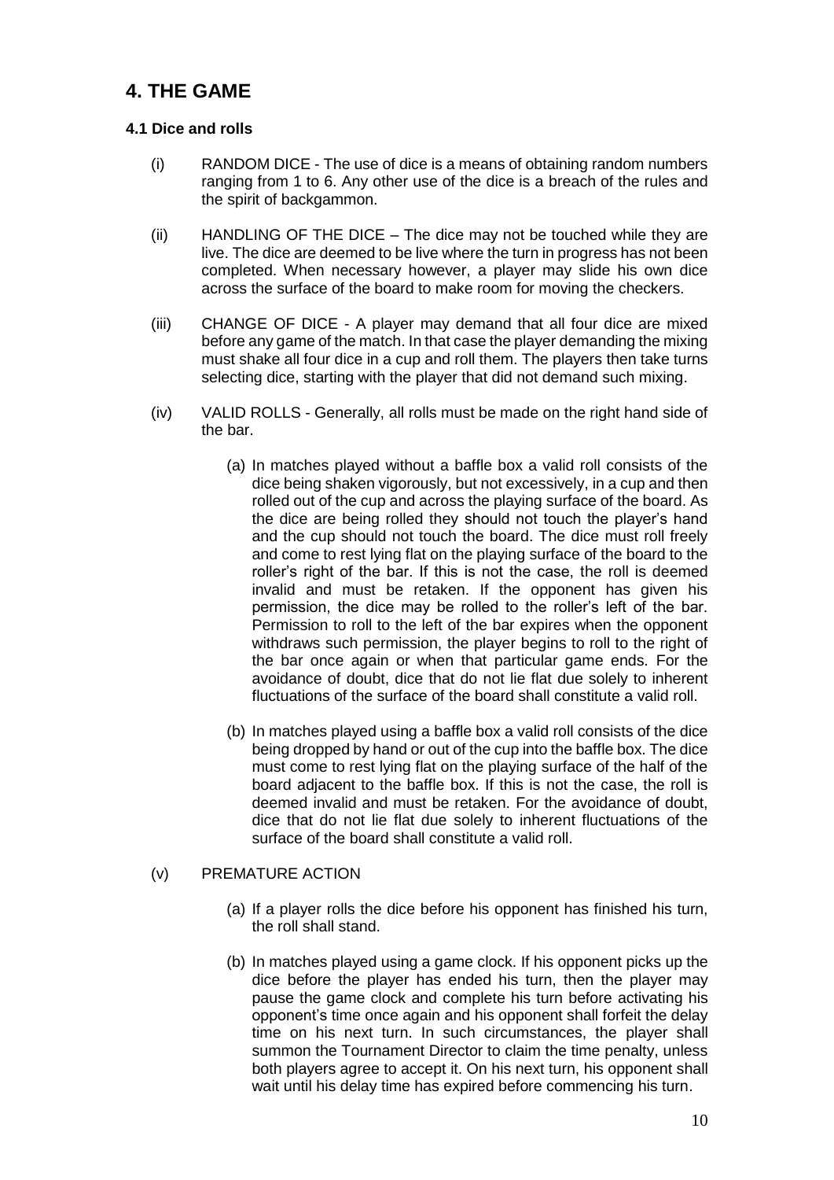# 4. THE GAME

### 4.1 Dice and rolls

(i) RANDOM DICE - The use of dice is a means of obtaining random numbers ranging from 1 to 6. Any other use of the dice is a breach of the rules and the spirit of backgammon.

(ii) HANDLING OF THE DICE – The dice may not be touched while they are live. The dice are deemed to be live where the turn in progress has not been completed. When necessary however, a player may slide his own dice across the surface of the board to make room for moving the checkers.

(iii) CHANGE OF DICE - A player may demand that all four dice are mixed before any game of the match. In that case the player demanding the mixing must shake all four dice in a cup and roll them. The players then take turns selecting dice, starting with the player that did not demand such mixing.

(iv) VALID ROLLS - Generally, all rolls must be made on the right hand side of the bar.

(a) In matches played without a baffle box a valid roll consists of the dice being shaken vigorously, but not excessively, in a cup and then rolled out of the cup and across the playing surface of the board. As the dice are being rolled they should not touch the player's hand and the cup should not touch the board. The dice must roll freely and come to rest lying flat on the playing surface of the board to the roller's right of the bar. If this is not the case, the roll is deemed invalid and must be retaken. If the opponent has given his permission, the dice may be rolled to the roller's left of the bar. Permission to roll to the left of the bar expires when the opponent withdraws such permission, the player begins to roll to the right of the bar once again or when that particular game ends. For the avoidance of doubt, dice that do not lie flat due solely to inherent fluctuations of the surface of the board shall constitute a valid roll.

(b) In matches played using a baffle box a valid roll consists of the dice being dropped by hand or out of the cup into the baffle box. The dice must come to rest lying flat on the playing surface of the half of the board adjacent to the baffle box. If this is not the case, the roll is deemed invalid and must be retaken. For the avoidance of doubt, dice that do not lie flat due solely to inherent fluctuations of the surface of the board shall constitute a valid roll.

(v) PREMATURE ACTION

(a) If a player rolls the dice before his opponent has finished his turn, the roll shall stand.

(b) In matches played using a game clock. If his opponent picks up the dice before the player has ended his turn, then the player may pause the game clock and complete his turn before activating his opponent's time once again and his opponent shall forfeit the delay time on his next turn. In such circumstances, the player shall summon the Tournament Director to claim the time penalty, unless both players agree to accept it. On his next turn, his opponent shall wait until his delay time has expired before commencing his turn.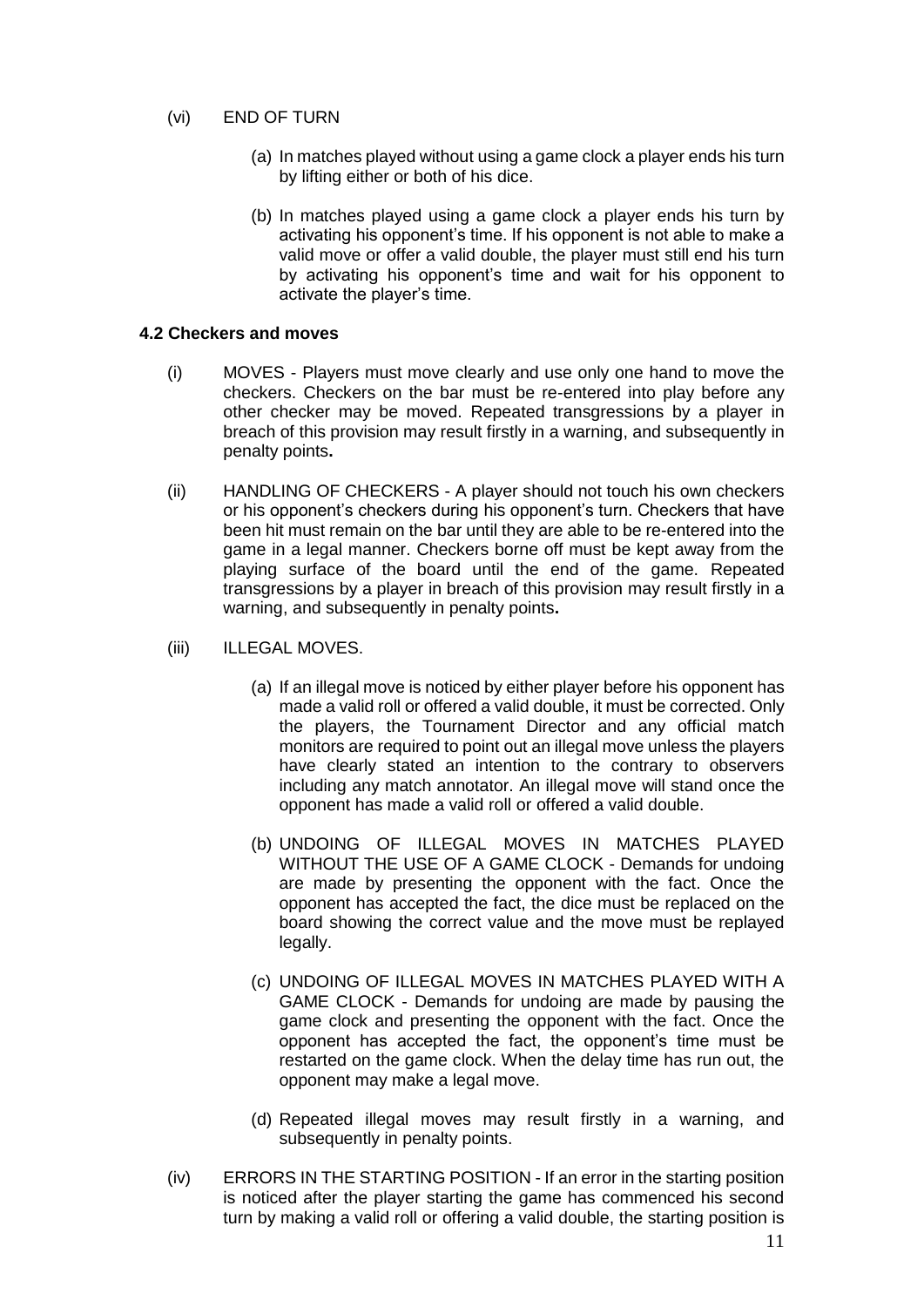(vi) END OF TURN

(a) In matches played without using a game clock a player ends his turn by lifting either or both of his dice.

(b) In matches played using a game clock a player ends his turn by activating his opponent's time. If his opponent is not able to make a valid move or offer a valid double, the player must still end his turn by activating his opponent's time and wait for his opponent to activate the player's time.

### 4.2 Checkers and moves

(i) MOVES - Players must move clearly and use only one hand to move the checkers. Checkers on the bar must be re-entered into play before any other checker may be moved. Repeated transgressions by a player in breach of this provision may result firstly in a warning, and subsequently in penalty points**.**

(ii) HANDLING OF CHECKERS - A player should not touch his own checkers or his opponent's checkers during his opponent's turn. Checkers that have been hit must remain on the bar until they are able to be re-entered into the game in a legal manner. Checkers borne off must be kept away from the playing surface of the board until the end of the game. Repeated transgressions by a player in breach of this provision may result firstly in a warning, and subsequently in penalty points**.**

(iii) ILLEGAL MOVES.

(a) If an illegal move is noticed by either player before his opponent has made a valid roll or offered a valid double, it must be corrected. Only the players, the Tournament Director and any official match monitors are required to point out an illegal move unless the players have clearly stated an intention to the contrary to observers including any match annotator. An illegal move will stand once the opponent has made a valid roll or offered a valid double.

(b) UNDOING OF ILLEGAL MOVES IN MATCHES PLAYED WITHOUT THE USE OF A GAME CLOCK - Demands for undoing are made by presenting the opponent with the fact. Once the opponent has accepted the fact, the dice must be replaced on the board showing the correct value and the move must be replayed legally.

(c) UNDOING OF ILLEGAL MOVES IN MATCHES PLAYED WITH A GAME CLOCK - Demands for undoing are made by pausing the game clock and presenting the opponent with the fact. Once the opponent has accepted the fact, the opponent's time must be restarted on the game clock. When the delay time has run out, the opponent may make a legal move.

(d) Repeated illegal moves may result firstly in a warning, and subsequently in penalty points.

(iv) ERRORS IN THE STARTING POSITION - If an error in the starting position is noticed after the player starting the game has commenced his second turn by making a valid roll or offering a valid double, the starting position is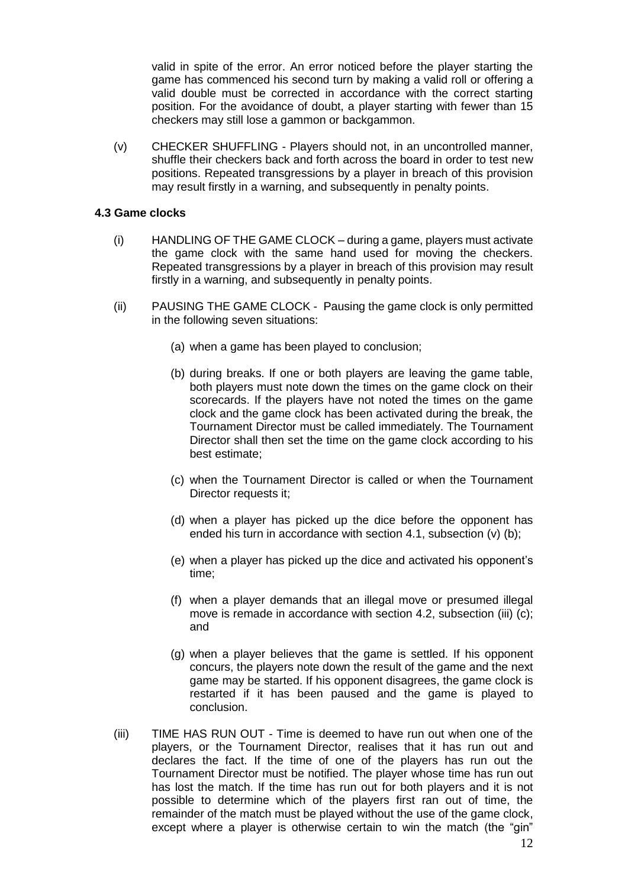valid in spite of the error. An error noticed before the player starting the game has commenced his second turn by making a valid roll or offering a valid double must be corrected in accordance with the correct starting position. For the avoidance of doubt, a player starting with fewer than 15 checkers may still lose a gammon or backgammon.

(v) CHECKER SHUFFLING - Players should not, in an uncontrolled manner, shuffle their checkers back and forth across the board in order to test new positions. Repeated transgressions by a player in breach of this provision may result firstly in a warning, and subsequently in penalty points.

**4.3 Game clocks**

(i) HANDLING OF THE GAME CLOCK – during a game, players must activate the game clock with the same hand used for moving the checkers. Repeated transgressions by a player in breach of this provision may result firstly in a warning, and subsequently in penalty points.

(ii) PAUSING THE GAME CLOCK - Pausing the game clock is only permitted in the following seven situations:

(a) when a game has been played to conclusion;

(b) during breaks. If one or both players are leaving the game table, both players must note down the times on the game clock on their scorecards. If the players have not noted the times on the game clock and the game clock has been activated during the break, the Tournament Director must be called immediately. The Tournament Director shall then set the time on the game clock according to his best estimate;

(c) when the Tournament Director is called or when the Tournament Director requests it;

(d) when a player has picked up the dice before the opponent has ended his turn in accordance with section 4.1, subsection (v) (b);

(e) when a player has picked up the dice and activated his opponent's time;

(f) when a player demands that an illegal move or presumed illegal move is remade in accordance with section 4.2, subsection (iii) (c); and

(g) when a player believes that the game is settled. If his opponent concurs, the players note down the result of the game and the next game may be started. If his opponent disagrees, the game clock is restarted if it has been paused and the game is played to conclusion.

(iii) TIME HAS RUN OUT - Time is deemed to have run out when one of the players, or the Tournament Director, realises that it has run out and declares the fact. If the time of one of the players has run out the Tournament Director must be notified. The player whose time has run out has lost the match. If the time has run out for both players and it is not possible to determine which of the players first ran out of time, the remainder of the match must be played without the use of the game clock, except where a player is otherwise certain to win the match (the "gin"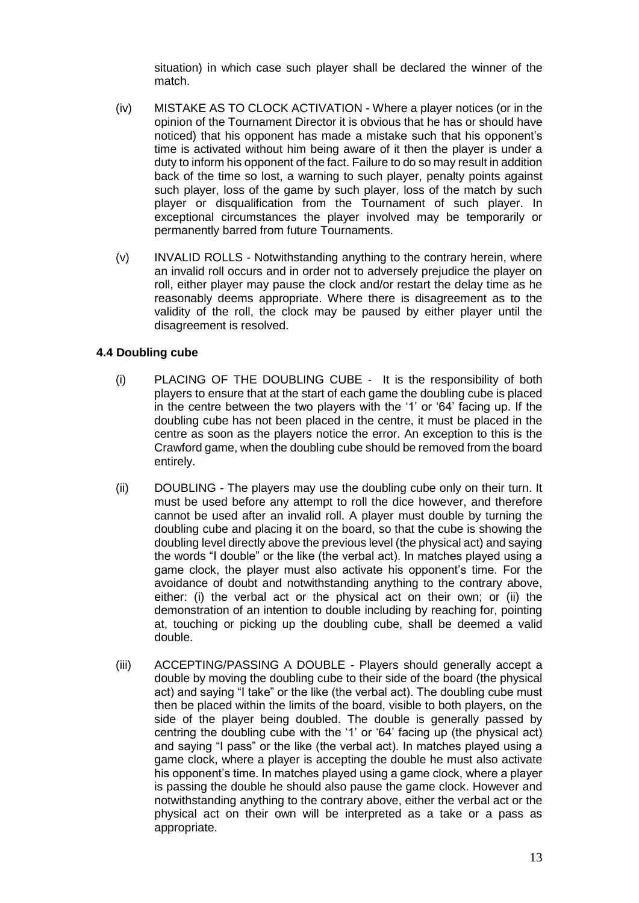situation) in which case such player shall be declared the winner of the match.

(iv) MISTAKE AS TO CLOCK ACTIVATION - Where a player notices (or in the opinion of the Tournament Director it is obvious that he has or should have noticed) that his opponent has made a mistake such that his opponent's time is activated without him being aware of it then the player is under a duty to inform his opponent of the fact. Failure to do so may result in addition back of the time so lost, a warning to such player, penalty points against such player, loss of the game by such player, loss of the match by such player or disqualification from the Tournament of such player. In exceptional circumstances the player involved may be temporarily or permanently barred from future Tournaments.

(v) INVALID ROLLS - Notwithstanding anything to the contrary herein, where an invalid roll occurs and in order not to adversely prejudice the player on roll, either player may pause the clock and/or restart the delay time as he reasonably deems appropriate. Where there is disagreement as to the validity of the roll, the clock may be paused by either player until the disagreement is resolved.

### 4.4 Doubling cube

(i) PLACING OF THE DOUBLING CUBE - It is the responsibility of both players to ensure that at the start of each game the doubling cube is placed in the centre between the two players with the '1' or '64' facing up. If the doubling cube has not been placed in the centre, it must be placed in the centre as soon as the players notice the error. An exception to this is the Crawford game, when the doubling cube should be removed from the board entirely.

(ii) DOUBLING - The players may use the doubling cube only on their turn. It must be used before any attempt to roll the dice however, and therefore cannot be used after an invalid roll. A player must double by turning the doubling cube and placing it on the board, so that the cube is showing the doubling level directly above the previous level (the physical act) and saying the words "I double" or the like (the verbal act). In matches played using a game clock, the player must also activate his opponent's time. For the avoidance of doubt and notwithstanding anything to the contrary above, either: (i) the verbal act or the physical act on their own; or (ii) the demonstration of an intention to double including by reaching for, pointing at, touching or picking up the doubling cube, shall be deemed a valid double.

(iii) ACCEPTING/PASSING A DOUBLE - Players should generally accept a double by moving the doubling cube to their side of the board (the physical act) and saying "I take" or the like (the verbal act). The doubling cube must then be placed within the limits of the board, visible to both players, on the side of the player being doubled. The double is generally passed by centring the doubling cube with the '1' or '64' facing up (the physical act) and saying "I pass" or the like (the verbal act). In matches played using a game clock, where a player is accepting the double he must also activate his opponent's time. In matches played using a game clock, where a player is passing the double he should also pause the game clock. However and notwithstanding anything to the contrary above, either the verbal act or the physical act on their own will be interpreted as a take or a pass as appropriate.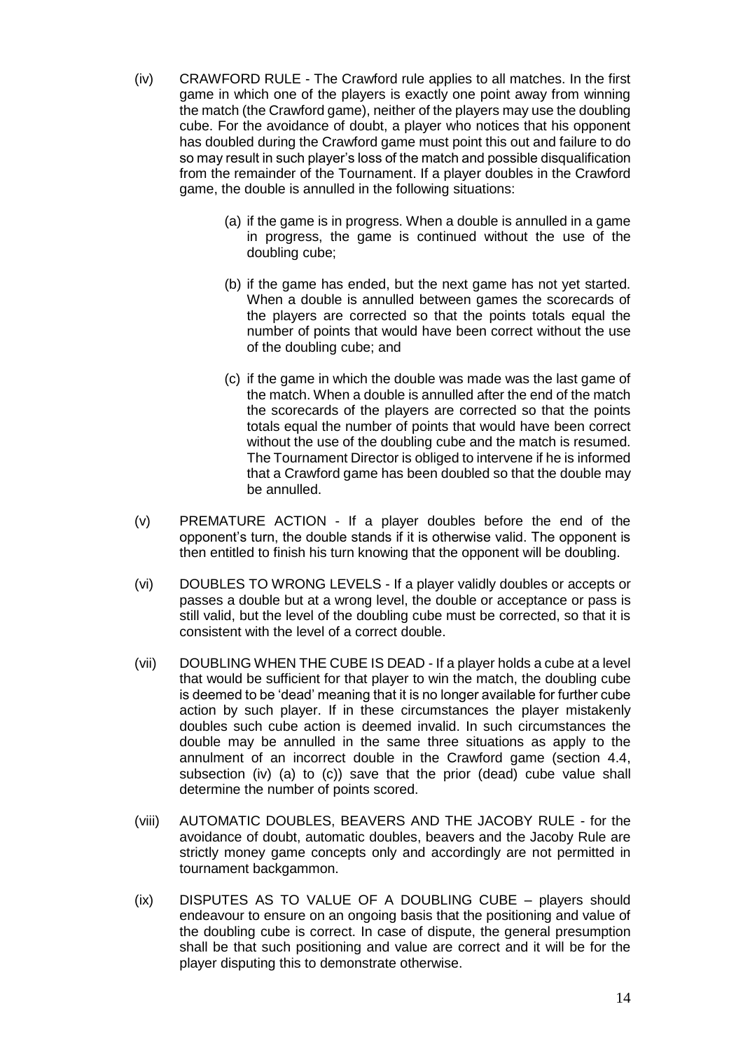(iv) CRAWFORD RULE - The Crawford rule applies to all matches. In the first game in which one of the players is exactly one point away from winning the match (the Crawford game), neither of the players may use the doubling cube. For the avoidance of doubt, a player who notices that his opponent has doubled during the Crawford game must point this out and failure to do so may result in such player's loss of the match and possible disqualification from the remainder of the Tournament. If a player doubles in the Crawford game, the double is annulled in the following situations:

   (a) if the game is in progress. When a double is annulled in a game in progress, the game is continued without the use of the doubling cube;

   (b) if the game has ended, but the next game has not yet started. When a double is annulled between games the scorecards of the players are corrected so that the points totals equal the number of points that would have been correct without the use of the doubling cube; and

   (c) if the game in which the double was made was the last game of the match. When a double is annulled after the end of the match the scorecards of the players are corrected so that the points totals equal the number of points that would have been correct without the use of the doubling cube and the match is resumed. The Tournament Director is obliged to intervene if he is informed that a Crawford game has been doubled so that the double may be annulled.

(v) PREMATURE ACTION - If a player doubles before the end of the opponent's turn, the double stands if it is otherwise valid. The opponent is then entitled to finish his turn knowing that the opponent will be doubling.

(vi) DOUBLES TO WRONG LEVELS - If a player validly doubles or accepts or passes a double but at a wrong level, the double or acceptance or pass is still valid, but the level of the doubling cube must be corrected, so that it is consistent with the level of a correct double.

(vii) DOUBLING WHEN THE CUBE IS DEAD - If a player holds a cube at a level that would be sufficient for that player to win the match, the doubling cube is deemed to be 'dead' meaning that it is no longer available for further cube action by such player. If in these circumstances the player mistakenly doubles such cube action is deemed invalid. In such circumstances the double may be annulled in the same three situations as apply to the annulment of an incorrect double in the Crawford game (section 4.4, subsection (iv) (a) to (c)) save that the prior (dead) cube value shall determine the number of points scored.

(viii) AUTOMATIC DOUBLES, BEAVERS AND THE JACOBY RULE - for the avoidance of doubt, automatic doubles, beavers and the Jacoby Rule are strictly money game concepts only and accordingly are not permitted in tournament backgammon.

(ix) DISPUTES AS TO VALUE OF A DOUBLING CUBE – players should endeavour to ensure on an ongoing basis that the positioning and value of the doubling cube is correct. In case of dispute, the general presumption shall be that such positioning and value are correct and it will be for the player disputing this to demonstrate otherwise.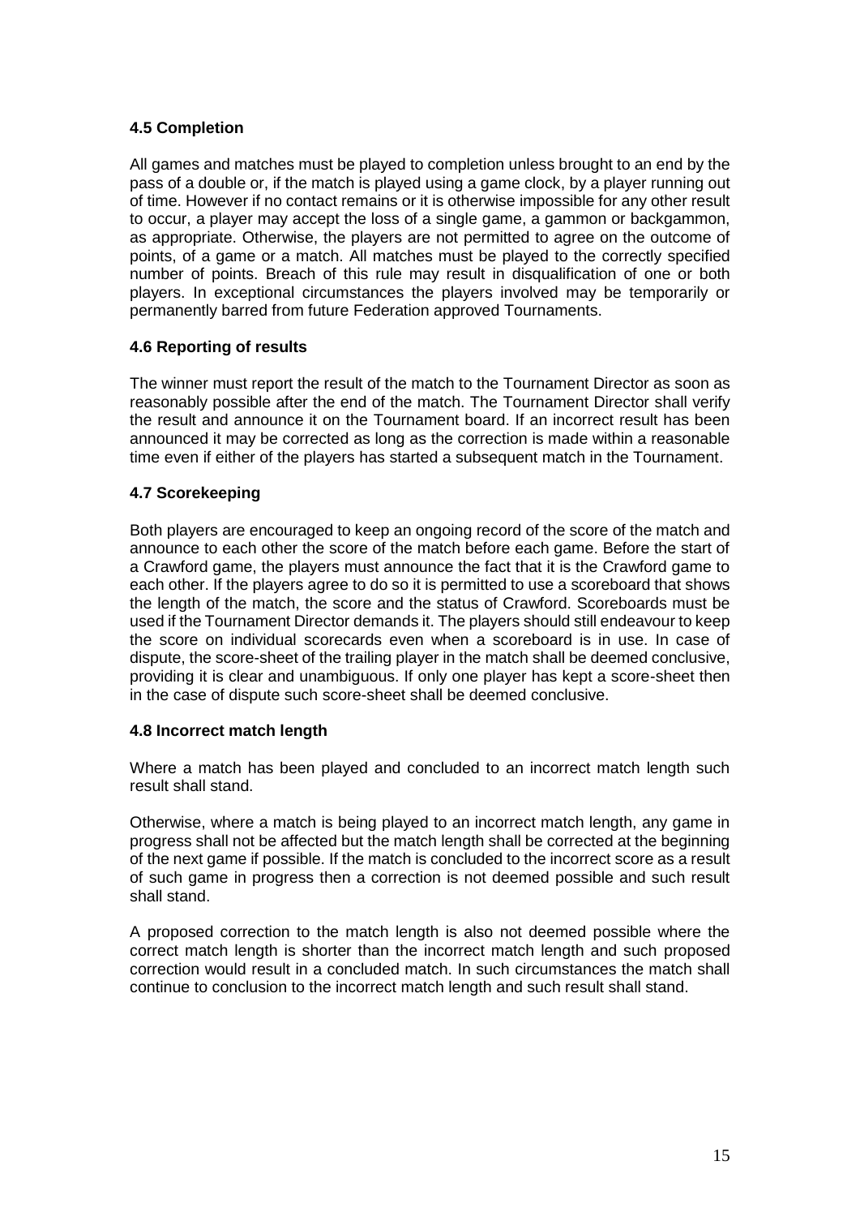### 4.5 Completion

All games and matches must be played to completion unless brought to an end by the pass of a double or, if the match is played using a game clock, by a player running out of time. However if no contact remains or it is otherwise impossible for any other result to occur, a player may accept the loss of a single game, a gammon or backgammon, as appropriate. Otherwise, the players are not permitted to agree on the outcome of points, of a game or a match. All matches must be played to the correctly specified number of points. Breach of this rule may result in disqualification of one or both players. In exceptional circumstances the players involved may be temporarily or permanently barred from future Federation approved Tournaments.

### 4.6 Reporting of results

The winner must report the result of the match to the Tournament Director as soon as reasonably possible after the end of the match. The Tournament Director shall verify the result and announce it on the Tournament board. If an incorrect result has been announced it may be corrected as long as the correction is made within a reasonable time even if either of the players has started a subsequent match in the Tournament.

### 4.7 Scorekeeping

Both players are encouraged to keep an ongoing record of the score of the match and announce to each other the score of the match before each game. Before the start of a Crawford game, the players must announce the fact that it is the Crawford game to each other. If the players agree to do so it is permitted to use a scoreboard that shows the length of the match, the score and the status of Crawford. Scoreboards must be used if the Tournament Director demands it. The players should still endeavour to keep the score on individual scorecards even when a scoreboard is in use. In case of dispute, the score-sheet of the trailing player in the match shall be deemed conclusive, providing it is clear and unambiguous. If only one player has kept a score-sheet then in the case of dispute such score-sheet shall be deemed conclusive.

### 4.8 Incorrect match length

Where a match has been played and concluded to an incorrect match length such result shall stand.

Otherwise, where a match is being played to an incorrect match length, any game in progress shall not be affected but the match length shall be corrected at the beginning of the next game if possible. If the match is concluded to the incorrect score as a result of such game in progress then a correction is not deemed possible and such result shall stand.

A proposed correction to the match length is also not deemed possible where the correct match length is shorter than the incorrect match length and such proposed correction would result in a concluded match. In such circumstances the match shall continue to conclusion to the incorrect match length and such result shall stand.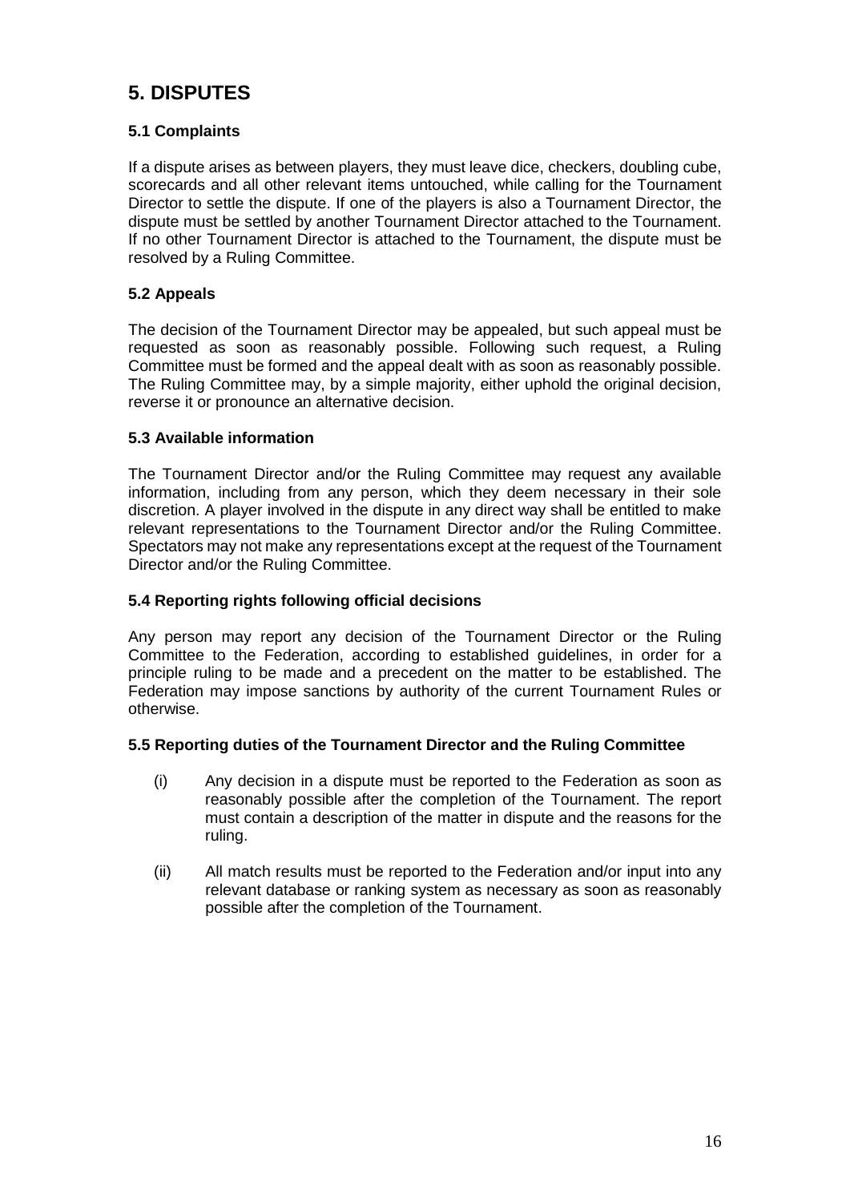# 5. DISPUTES

### 5.1 Complaints

If a dispute arises as between players, they must leave dice, checkers, doubling cube, scorecards and all other relevant items untouched, while calling for the Tournament Director to settle the dispute. If one of the players is also a Tournament Director, the dispute must be settled by another Tournament Director attached to the Tournament. If no other Tournament Director is attached to the Tournament, the dispute must be resolved by a Ruling Committee.

### 5.2 Appeals

The decision of the Tournament Director may be appealed, but such appeal must be requested as soon as reasonably possible. Following such request, a Ruling Committee must be formed and the appeal dealt with as soon as reasonably possible. The Ruling Committee may, by a simple majority, either uphold the original decision, reverse it or pronounce an alternative decision.

### 5.3 Available information

The Tournament Director and/or the Ruling Committee may request any available information, including from any person, which they deem necessary in their sole discretion. A player involved in the dispute in any direct way shall be entitled to make relevant representations to the Tournament Director and/or the Ruling Committee. Spectators may not make any representations except at the request of the Tournament Director and/or the Ruling Committee.

### 5.4 Reporting rights following official decisions

Any person may report any decision of the Tournament Director or the Ruling Committee to the Federation, according to established guidelines, in order for a principle ruling to be made and a precedent on the matter to be established. The Federation may impose sanctions by authority of the current Tournament Rules or otherwise.

### 5.5 Reporting duties of the Tournament Director and the Ruling Committee

(i) Any decision in a dispute must be reported to the Federation as soon as reasonably possible after the completion of the Tournament. The report must contain a description of the matter in dispute and the reasons for the ruling.

(ii) All match results must be reported to the Federation and/or input into any relevant database or ranking system as necessary as soon as reasonably possible after the completion of the Tournament.